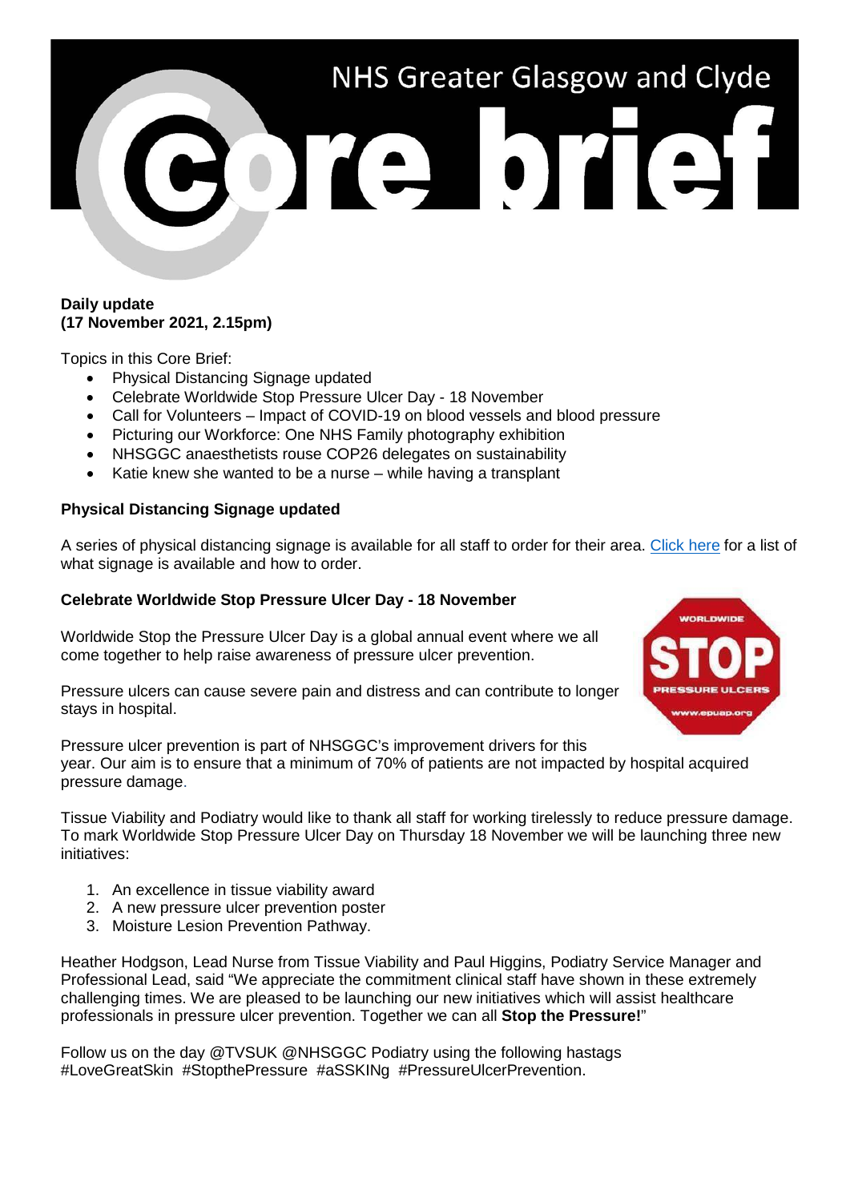# NHS Greater Glasgow and Clyde Core brief

**Daily update**
**(17 November 2021, 2.15pm)**

Topics in this Core Brief:

- Physical Distancing Signage updated
- Celebrate Worldwide Stop Pressure Ulcer Day - 18 November
- Call for Volunteers – Impact of COVID-19 on blood vessels and blood pressure
- Picturing our Workforce: One NHS Family photography exhibition
- NHSGGC anaesthetists rouse COP26 delegates on sustainability
- Katie knew she wanted to be a nurse – while having a transplant

## Physical Distancing Signage updated

A series of physical distancing signage is available for all staff to order for their area. [Click here]() for a list of what signage is available and how to order.

## Celebrate Worldwide Stop Pressure Ulcer Day - 18 November

Worldwide Stop the Pressure Ulcer Day is a global annual event where we all come together to help raise awareness of pressure ulcer prevention.

Pressure ulcers can cause severe pain and distress and can contribute to longer stays in hospital.

Pressure ulcer prevention is part of NHSGGC's improvement drivers for this year. Our aim is to ensure that a minimum of 70% of patients are not impacted by hospital acquired pressure damage.

Tissue Viability and Podiatry would like to thank all staff for working tirelessly to reduce pressure damage. To mark Worldwide Stop Pressure Ulcer Day on Thursday 18 November we will be launching three new initiatives:

1. An excellence in tissue viability award
2. A new pressure ulcer prevention poster
3. Moisture Lesion Prevention Pathway.

Heather Hodgson, Lead Nurse from Tissue Viability and Paul Higgins, Podiatry Service Manager and Professional Lead, said "We appreciate the commitment clinical staff have shown in these extremely challenging times. We are pleased to be launching our new initiatives which will assist healthcare professionals in pressure ulcer prevention. Together we can all **Stop the Pressure!**"

Follow us on the day @TVSUK @NHSGGC Podiatry using the following hastags #LoveGreatSkin #StopthePressure #aSSKINg #PressureUlcerPrevention.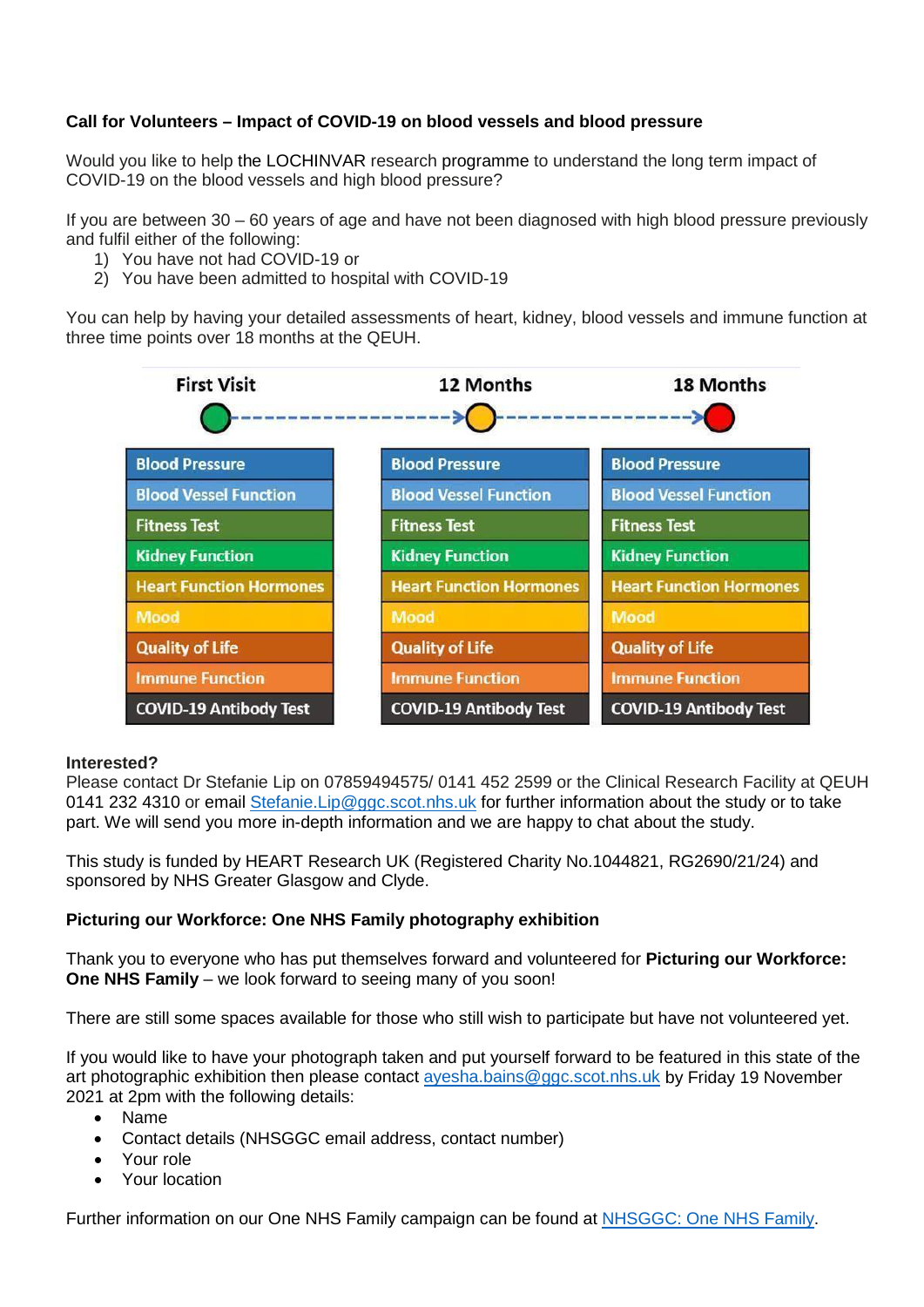**Call for Volunteers – Impact of COVID-19 on blood vessels and blood pressure**

Would you like to help the LOCHINVAR research programme to understand the long term impact of COVID-19 on the blood vessels and high blood pressure?

If you are between 30 – 60 years of age and have not been diagnosed with high blood pressure previously and fulfil either of the following:

1) You have not had COVID-19 or
2) You have been admitted to hospital with COVID-19

You can help by having your detailed assessments of heart, kidney, blood vessels and immune function at three time points over 18 months at the QEUH.

| First Visit | 12 Months | 18 Months |
|---|---|---|
| Blood Pressure | Blood Pressure | Blood Pressure |
| Blood Vessel Function | Blood Vessel Function | Blood Vessel Function |
| Fitness Test | Fitness Test | Fitness Test |
| Kidney Function | Kidney Function | Kidney Function |
| Heart Function Hormones | Heart Function Hormones | Heart Function Hormones |
| Mood | Mood | Mood |
| Quality of Life | Quality of Life | Quality of Life |
| Immune Function | Immune Function | Immune Function |
| COVID-19 Antibody Test | COVID-19 Antibody Test | COVID-19 Antibody Test |

**Interested?**
Please contact Dr Stefanie Lip on 07859494575/ 0141 452 2599 or the Clinical Research Facility at QEUH 0141 232 4310 or email Stefanie.Lip@ggc.scot.nhs.uk for further information about the study or to take part. We will send you more in-depth information and we are happy to chat about the study.

This study is funded by HEART Research UK (Registered Charity No.1044821, RG2690/21/24) and sponsored by NHS Greater Glasgow and Clyde.

**Picturing our Workforce: One NHS Family photography exhibition**

Thank you to everyone who has put themselves forward and volunteered for **Picturing our Workforce: One NHS Family** – we look forward to seeing many of you soon!

There are still some spaces available for those who still wish to participate but have not volunteered yet.

If you would like to have your photograph taken and put yourself forward to be featured in this state of the art photographic exhibition then please contact ayesha.bains@ggc.scot.nhs.uk by Friday 19 November 2021 at 2pm with the following details:

- Name
- Contact details (NHSGGC email address, contact number)
- Your role
- Your location

Further information on our One NHS Family campaign can be found at NHSGGC: One NHS Family.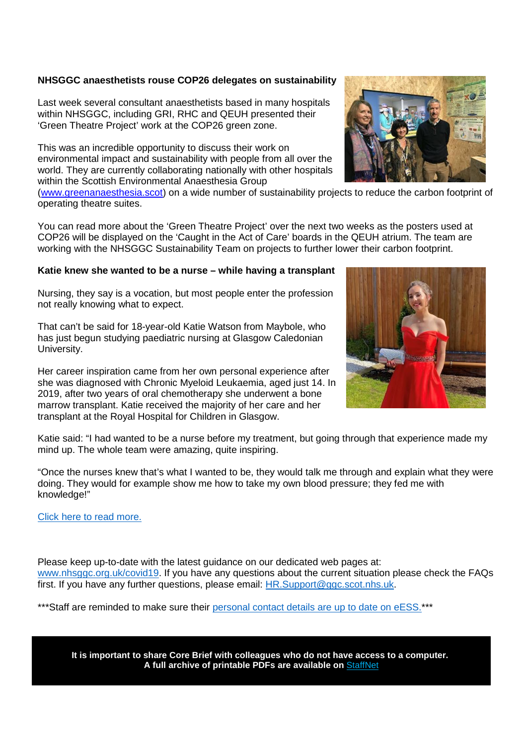**NHSGGC anaesthetists rouse COP26 delegates on sustainability**

Last week several consultant anaesthetists based in many hospitals within NHSGGC, including GRI, RHC and QEUH presented their 'Green Theatre Project' work at the COP26 green zone.

This was an incredible opportunity to discuss their work on environmental impact and sustainability with people from all over the world. They are currently collaborating nationally with other hospitals within the Scottish Environmental Anaesthesia Group (www.greenanaesthesia.scot) on a wide number of sustainability projects to reduce the carbon footprint of operating theatre suites.

You can read more about the 'Green Theatre Project' over the next two weeks as the posters used at COP26 will be displayed on the 'Caught in the Act of Care' boards in the QEUH atrium. The team are working with the NHSGGC Sustainability Team on projects to further lower their carbon footprint.

**Katie knew she wanted to be a nurse – while having a transplant**

Nursing, they say is a vocation, but most people enter the profession not really knowing what to expect.

That can't be said for 18-year-old Katie Watson from Maybole, who has just begun studying paediatric nursing at Glasgow Caledonian University.

Her career inspiration came from her own personal experience after she was diagnosed with Chronic Myeloid Leukaemia, aged just 14. In 2019, after two years of oral chemotherapy she underwent a bone marrow transplant. Katie received the majority of her care and her transplant at the Royal Hospital for Children in Glasgow.

Katie said: "I had wanted to be a nurse before my treatment, but going through that experience made my mind up. The whole team were amazing, quite inspiring.

"Once the nurses knew that's what I wanted to be, they would talk me through and explain what they were doing. They would for example show me how to take my own blood pressure; they fed me with knowledge!"

Click here to read more.

Please keep up-to-date with the latest guidance on our dedicated web pages at: www.nhsggc.org.uk/covid19. If you have any questions about the current situation please check the FAQs first. If you have any further questions, please email: HR.Support@ggc.scot.nhs.uk.

***Staff are reminded to make sure their personal contact details are up to date on eESS.***

**It is important to share Core Brief with colleagues who do not have access to a computer.**
**A full archive of printable PDFs are available on StaffNet**